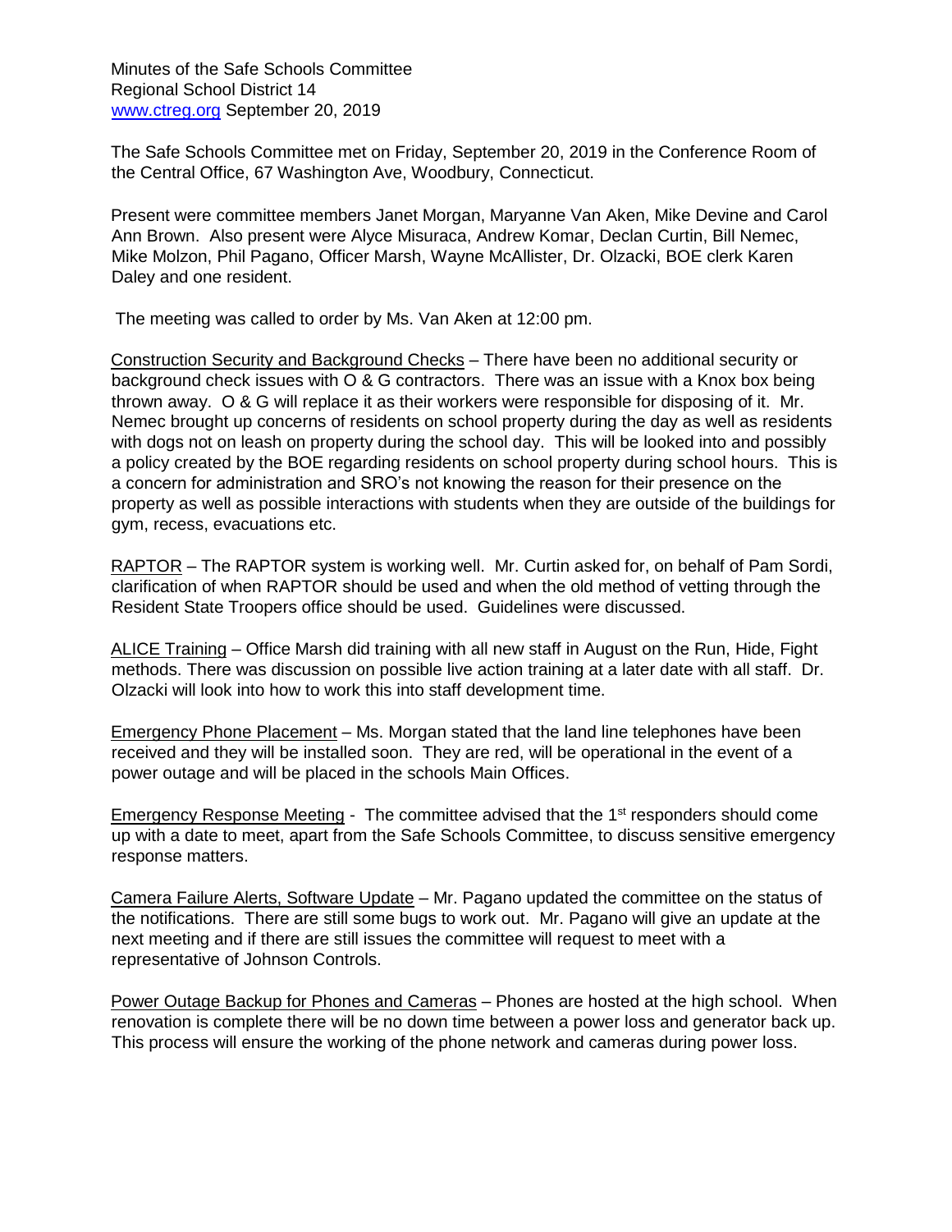Minutes of the Safe Schools Committee
Regional School District 14
www.ctreg.org September 20, 2019

The Safe Schools Committee met on Friday, September 20, 2019 in the Conference Room of the Central Office, 67 Washington Ave, Woodbury, Connecticut.

Present were committee members Janet Morgan, Maryanne Van Aken, Mike Devine and Carol Ann Brown. Also present were Alyce Misuraca, Andrew Komar, Declan Curtin, Bill Nemec, Mike Molzon, Phil Pagano, Officer Marsh, Wayne McAllister, Dr. Olzacki, BOE clerk Karen Daley and one resident.

The meeting was called to order by Ms. Van Aken at 12:00 pm.

Construction Security and Background Checks – There have been no additional security or background check issues with O & G contractors. There was an issue with a Knox box being thrown away. O & G will replace it as their workers were responsible for disposing of it. Mr. Nemec brought up concerns of residents on school property during the day as well as residents with dogs not on leash on property during the school day. This will be looked into and possibly a policy created by the BOE regarding residents on school property during school hours. This is a concern for administration and SRO's not knowing the reason for their presence on the property as well as possible interactions with students when they are outside of the buildings for gym, recess, evacuations etc.

RAPTOR – The RAPTOR system is working well. Mr. Curtin asked for, on behalf of Pam Sordi, clarification of when RAPTOR should be used and when the old method of vetting through the Resident State Troopers office should be used. Guidelines were discussed.

ALICE Training – Office Marsh did training with all new staff in August on the Run, Hide, Fight methods. There was discussion on possible live action training at a later date with all staff. Dr. Olzacki will look into how to work this into staff development time.

Emergency Phone Placement – Ms. Morgan stated that the land line telephones have been received and they will be installed soon. They are red, will be operational in the event of a power outage and will be placed in the schools Main Offices.

Emergency Response Meeting - The committee advised that the 1st responders should come up with a date to meet, apart from the Safe Schools Committee, to discuss sensitive emergency response matters.

Camera Failure Alerts, Software Update – Mr. Pagano updated the committee on the status of the notifications. There are still some bugs to work out. Mr. Pagano will give an update at the next meeting and if there are still issues the committee will request to meet with a representative of Johnson Controls.

Power Outage Backup for Phones and Cameras – Phones are hosted at the high school. When renovation is complete there will be no down time between a power loss and generator back up. This process will ensure the working of the phone network and cameras during power loss.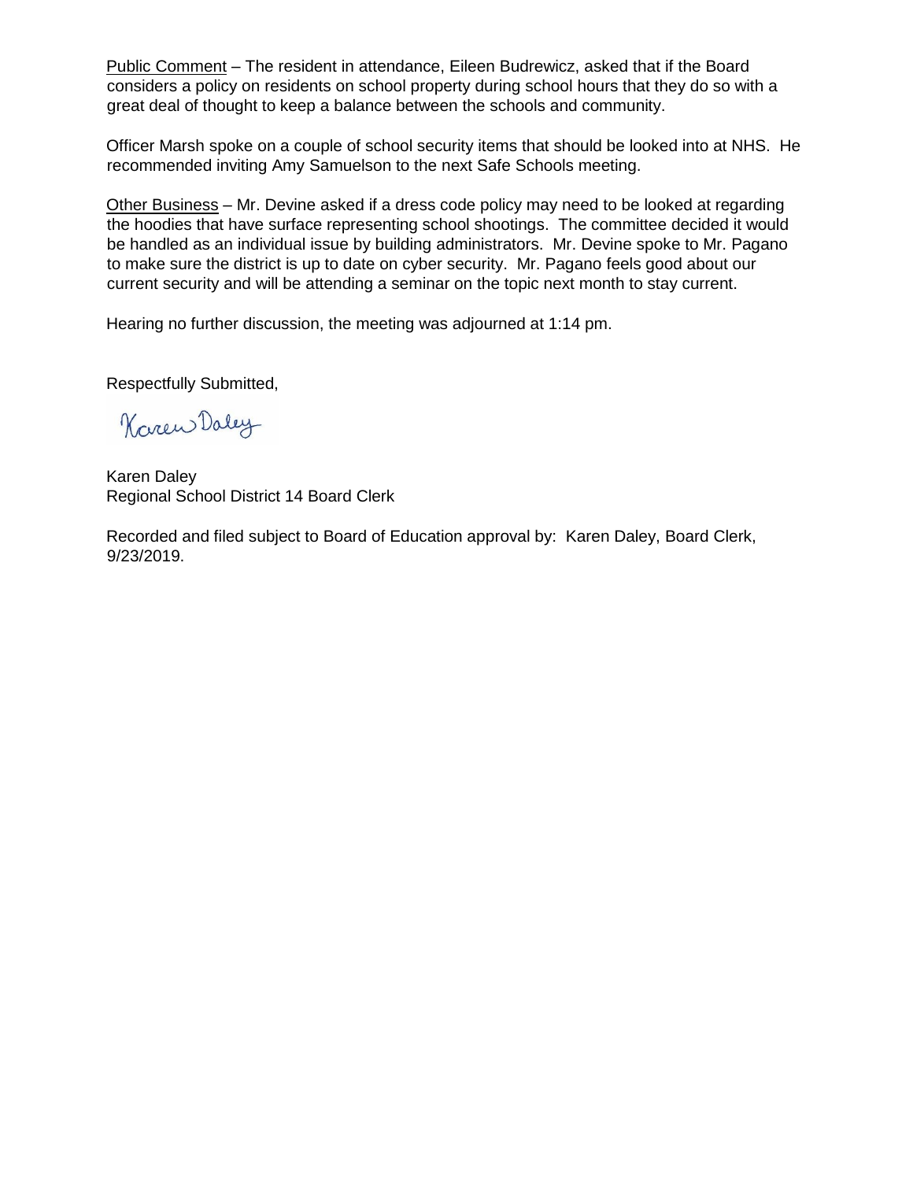Public Comment – The resident in attendance, Eileen Budrewicz, asked that if the Board considers a policy on residents on school property during school hours that they do so with a great deal of thought to keep a balance between the schools and community.

Officer Marsh spoke on a couple of school security items that should be looked into at NHS. He recommended inviting Amy Samuelson to the next Safe Schools meeting.

Other Business – Mr. Devine asked if a dress code policy may need to be looked at regarding the hoodies that have surface representing school shootings. The committee decided it would be handled as an individual issue by building administrators. Mr. Devine spoke to Mr. Pagano to make sure the district is up to date on cyber security. Mr. Pagano feels good about our current security and will be attending a seminar on the topic next month to stay current.

Hearing no further discussion, the meeting was adjourned at 1:14 pm.

Respectfully Submitted,

Karen Daley

Karen Daley
Regional School District 14 Board Clerk

Recorded and filed subject to Board of Education approval by: Karen Daley, Board Clerk, 9/23/2019.